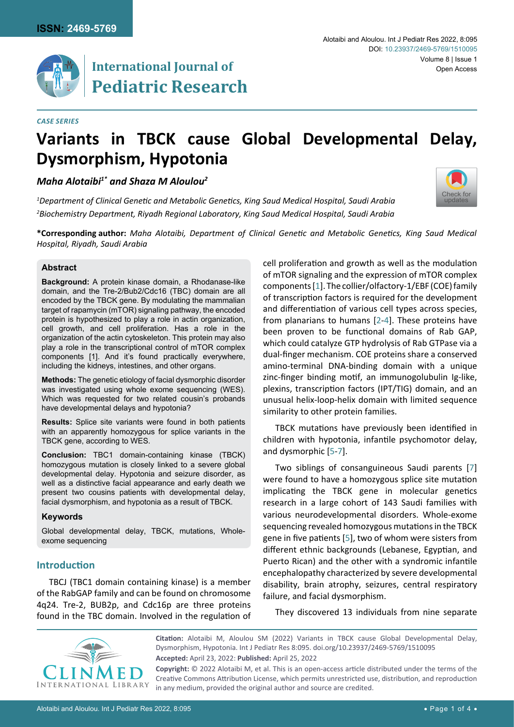CASE SERIES

# Variants in TBCK cause Global Developmental Delay, Dysmorphism, Hypotonia

***Maha Alotaibi[1*] and Shaza M Aloulou[2]***

*[1]Department of Clinical Genetic and Metabolic Genetics, King Saud Medical Hospital, Saudi Arabia*
*[2]Biochemistry Department, Riyadh Regional Laboratory, King Saud Medical Hospital, Saudi Arabia*

**\*Corresponding author:** *Maha Alotaibi, Department of Clinical Genetic and Metabolic Genetics, King Saud Medical Hospital, Riyadh, Saudi Arabia*

### Abstract

**Background:** A protein kinase domain, a Rhodanase-like domain, and the Tre-2/Bub2/Cdc16 (TBC) domain are all encoded by the TBCK gene. By modulating the mammalian target of rapamycin (mTOR) signaling pathway, the encoded protein is hypothesized to play a role in actin organization, cell growth, and cell proliferation. Has a role in the organization of the actin cytoskeleton. This protein may also play a role in the transcriptional control of mTOR complex components [1]. And it's found practically everywhere, including the kidneys, intestines, and other organs.

**Methods:** The genetic etiology of facial dysmorphic disorder was investigated using whole exome sequencing (WES). Which was requested for two related cousin's probands have developmental delays and hypotonia?

**Results:** Splice site variants were found in both patients with an apparently homozygous for splice variants in the TBCK gene, according to WES.

**Conclusion:** TBC1 domain-containing kinase (TBCK) homozygous mutation is closely linked to a severe global developmental delay. Hypotonia and seizure disorder, as well as a distinctive facial appearance and early death we present two cousins patients with developmental delay, facial dysmorphism, and hypotonia as a result of TBCK.

### Keywords

Global developmental delay, TBCK, mutations, Whole-exome sequencing

## Introduction

TBCJ (TBC1 domain containing kinase) is a member of the RabGAP family and can be found on chromosome 4q24. Tre-2, BUB2p, and Cdc16p are three proteins found in the TBC domain. Involved in the regulation of cell proliferation and growth as well as the modulation of mTOR signaling and the expression of mTOR complex components [1]. The collier/olfactory-1/EBF (COE) family of transcription factors is required for the development and differentiation of various cell types across species, from planarians to humans [2-4]. These proteins have been proven to be functional domains of Rab GAP, which could catalyze GTP hydrolysis of Rab GTPase via a dual-finger mechanism. COE proteins share a conserved amino-terminal DNA-binding domain with a unique zinc-finger binding motif, an immunogolubulin Ig-like, plexins, transcription factors (IPT/TIG) domain, and an unusual helix-loop-helix domain with limited sequence similarity to other protein families.

TBCK mutations have previously been identified in children with hypotonia, infantile psychomotor delay, and dysmorphic [5-7].

Two siblings of consanguineous Saudi parents [7] were found to have a homozygous splice site mutation implicating the TBCK gene in molecular genetics research in a large cohort of 143 Saudi families with various neurodevelopmental disorders. Whole-exome sequencing revealed homozygous mutations in the TBCK gene in five patients [5], two of whom were sisters from different ethnic backgrounds (Lebanese, Egyptian, and Puerto Rican) and the other with a syndromic infantile encephalopathy characterized by severe developmental disability, brain atrophy, seizures, central respiratory failure, and facial dysmorphism.

They discovered 13 individuals from nine separate

**Citation:** Alotaibi M, Aloulou SM (2022) Variants in TBCK cause Global Developmental Delay, Dysmorphism, Hypotonia. Int J Pediatr Res 8:095. doi.org/10.23937/2469-5769/1510095

**Accepted:** April 23, 2022: **Published:** April 25, 2022

**Copyright:** © 2022 Alotaibi M, et al. This is an open-access article distributed under the terms of the Creative Commons Attribution License, which permits unrestricted use, distribution, and reproduction in any medium, provided the original author and source are credited.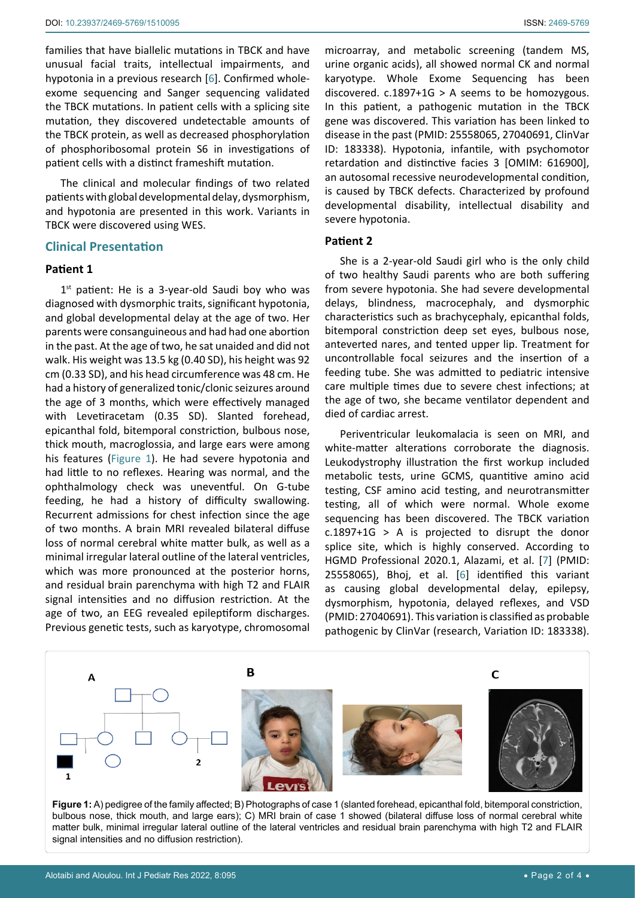families that have biallelic mutations in TBCK and have unusual facial traits, intellectual impairments, and hypotonia in a previous research [6]. Confirmed whole-exome sequencing and Sanger sequencing validated the TBCK mutations. In patient cells with a splicing site mutation, they discovered undetectable amounts of the TBCK protein, as well as decreased phosphorylation of phosphoribosomal protein S6 in investigations of patient cells with a distinct frameshift mutation.

The clinical and molecular findings of two related patients with global developmental delay, dysmorphism, and hypotonia are presented in this work. Variants in TBCK were discovered using WES.

## Clinical Presentation

### Patient 1

1st patient: He is a 3-year-old Saudi boy who was diagnosed with dysmorphic traits, significant hypotonia, and global developmental delay at the age of two. Her parents were consanguineous and had had one abortion in the past. At the age of two, he sat unaided and did not walk. His weight was 13.5 kg (0.40 SD), his height was 92 cm (0.33 SD), and his head circumference was 48 cm. He had a history of generalized tonic/clonic seizures around the age of 3 months, which were effectively managed with Levetiracetam (0.35 SD). Slanted forehead, epicanthal fold, bitemporal constriction, bulbous nose, thick mouth, macroglossia, and large ears were among his features (Figure 1). He had severe hypotonia and had little to no reflexes. Hearing was normal, and the ophthalmology check was uneventful. On G-tube feeding, he had a history of difficulty swallowing. Recurrent admissions for chest infection since the age of two months. A brain MRI revealed bilateral diffuse loss of normal cerebral white matter bulk, as well as a minimal irregular lateral outline of the lateral ventricles, which was more pronounced at the posterior horns, and residual brain parenchyma with high T2 and FLAIR signal intensities and no diffusion restriction. At the age of two, an EEG revealed epileptiform discharges. Previous genetic tests, such as karyotype, chromosomal microarray, and metabolic screening (tandem MS, urine organic acids), all showed normal CK and normal karyotype. Whole Exome Sequencing has been discovered. c.1897+1G > A seems to be homozygous. In this patient, a pathogenic mutation in the TBCK gene was discovered. This variation has been linked to disease in the past (PMID: 25558065, 27040691, ClinVar ID: 183338). Hypotonia, infantile, with psychomotor retardation and distinctive facies 3 [OMIM: 616900], an autosomal recessive neurodevelopmental condition, is caused by TBCK defects. Characterized by profound developmental disability, intellectual disability and severe hypotonia.

### Patient 2

She is a 2-year-old Saudi girl who is the only child of two healthy Saudi parents who are both suffering from severe hypotonia. She had severe developmental delays, blindness, macrocephaly, and dysmorphic characteristics such as brachycephaly, epicanthal folds, bitemporal constriction deep set eyes, bulbous nose, anteverted nares, and tented upper lip. Treatment for uncontrollable focal seizures and the insertion of a feeding tube. She was admitted to pediatric intensive care multiple times due to severe chest infections; at the age of two, she became ventilator dependent and died of cardiac arrest.

Periventricular leukomalacia is seen on MRI, and white-matter alterations corroborate the diagnosis. Leukodystrophy illustration the first workup included metabolic tests, urine GCMS, quantitive amino acid testing, CSF amino acid testing, and neurotransmitter testing, all of which were normal. Whole exome sequencing has been discovered. The TBCK variation c.1897+1G > A is projected to disrupt the donor splice site, which is highly conserved. According to HGMD Professional 2020.1, Alazami, et al. [7] (PMID: 25558065), Bhoj, et al. [6] identified this variant as causing global developmental delay, epilepsy, dysmorphism, hypotonia, delayed reflexes, and VSD (PMID: 27040691). This variation is classified as probable pathogenic by ClinVar (research, Variation ID: 183338).

**Figure 1:** A) pedigree of the family affected; B) Photographs of case 1 (slanted forehead, epicanthal fold, bitemporal constriction, bulbous nose, thick mouth, and large ears); C) MRI brain of case 1 showed (bilateral diffuse loss of normal cerebral white matter bulk, minimal irregular lateral outline of the lateral ventricles and residual brain parenchyma with high T2 and FLAIR signal intensities and no diffusion restriction).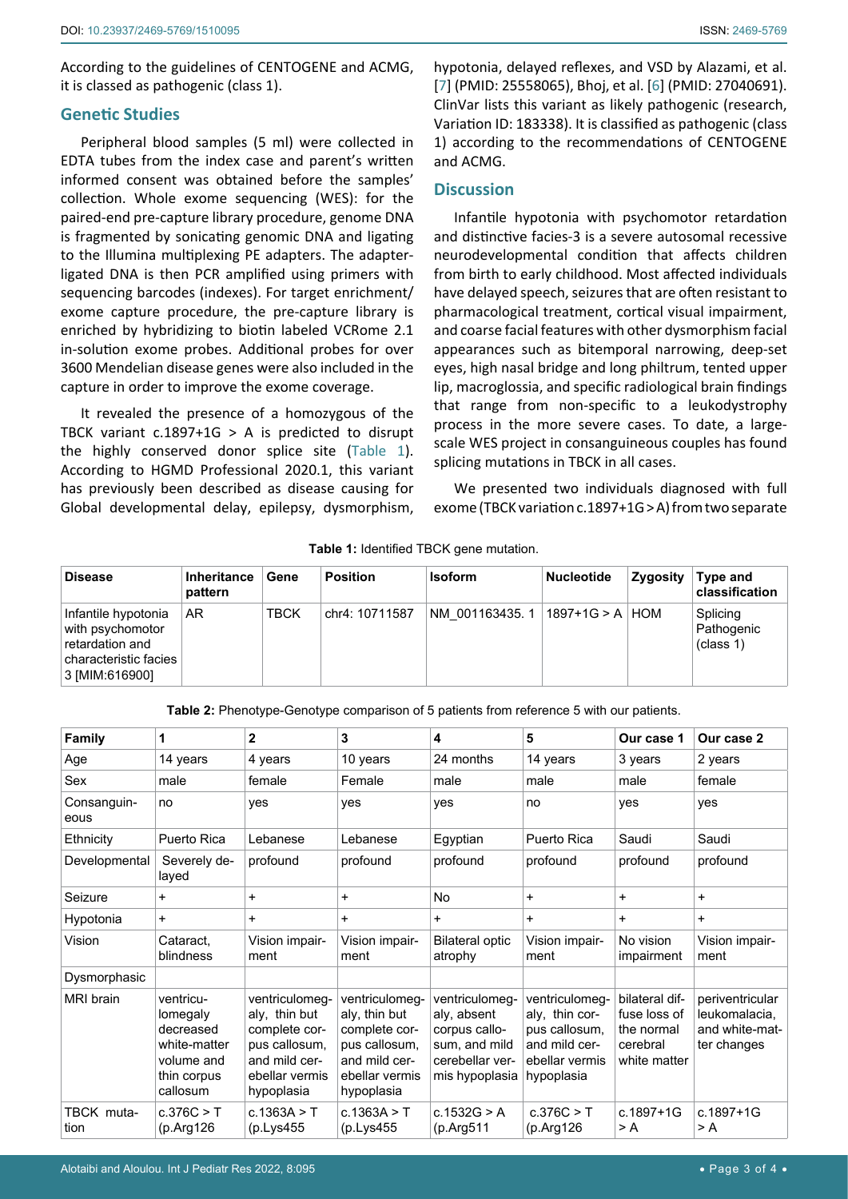According to the guidelines of CENTOGENE and ACMG, it is classed as pathogenic (class 1).

## Genetic Studies

Peripheral blood samples (5 ml) were collected in EDTA tubes from the index case and parent's written informed consent was obtained before the samples' collection. Whole exome sequencing (WES): for the paired-end pre-capture library procedure, genome DNA is fragmented by sonicating genomic DNA and ligating to the Illumina multiplexing PE adapters. The adapter-ligated DNA is then PCR amplified using primers with sequencing barcodes (indexes). For target enrichment/exome capture procedure, the pre-capture library is enriched by hybridizing to biotin labeled VCRome 2.1 in-solution exome probes. Additional probes for over 3600 Mendelian disease genes were also included in the capture in order to improve the exome coverage.

It revealed the presence of a homozygous of the TBCK variant c.1897+1G > A is predicted to disrupt the highly conserved donor splice site (Table 1). According to HGMD Professional 2020.1, this variant has previously been described as disease causing for Global developmental delay, epilepsy, dysmorphism, hypotonia, delayed reflexes, and VSD by Alazami, et al. [7] (PMID: 25558065), Bhoj, et al. [6] (PMID: 27040691). ClinVar lists this variant as likely pathogenic (research, Variation ID: 183338). It is classified as pathogenic (class 1) according to the recommendations of CENTOGENE and ACMG.

## Discussion

Infantile hypotonia with psychomotor retardation and distinctive facies-3 is a severe autosomal recessive neurodevelopmental condition that affects children from birth to early childhood. Most affected individuals have delayed speech, seizures that are often resistant to pharmacological treatment, cortical visual impairment, and coarse facial features with other dysmorphism facial appearances such as bitemporal narrowing, deep-set eyes, high nasal bridge and long philtrum, tented upper lip, macroglossia, and specific radiological brain findings that range from non-specific to a leukodystrophy process in the more severe cases. To date, a large-scale WES project in consanguineous couples has found splicing mutations in TBCK in all cases.

We presented two individuals diagnosed with full exome (TBCK variation c.1897+1G > A) from two separate

**Table 1:** Identified TBCK gene mutation.

| Disease | Inheritance pattern | Gene | Position | Isoform | Nucleotide | Zygosity | Type and classification |
|---|---|---|---|---|---|---|---|
| Infantile hypotonia with psychomotor retardation and characteristic facies 3 [MIM:616900] | AR | TBCK | chr4: 10711587 | NM_001163435. 1 | 1897+1G > A | HOM | Splicing Pathogenic (class 1) |

**Table 2:** Phenotype-Genotype comparison of 5 patients from reference 5 with our patients.

| Family | 1 | 2 | 3 | 4 | 5 | Our case 1 | Our case 2 |
|---|---|---|---|---|---|---|---|
| Age | 14 years | 4 years | 10 years | 24 months | 14 years | 3 years | 2 years |
| Sex | male | female | Female | male | male | male | female |
| Consanguineous | no | yes | yes | yes | no | yes | yes |
| Ethnicity | Puerto Rica | Lebanese | Lebanese | Egyptian | Puerto Rica | Saudi | Saudi |
| Developmental | Severely delayed | profound | profound | profound | profound | profound | profound |
| Seizure | + | + | + | No | + | + | + |
| Hypotonia | + | + | + | + | + | + | + |
| Vision | Cataract, blindness | Vision impairment | Vision impairment | Bilateral optic atrophy | Vision impairment | No vision impairment | Vision impairment |
| Dysmorphasic | | | | | | | |
| MRI brain | ventriculomegaly decreased white-matter volume and thin corpus callosum | ventriculomegaly, thin but complete corpus callosum, and mild cerebellar vermis hypoplasia | ventriculomegaly, thin but complete corpus callosum, and mild cerebellar vermis hypoplasia | ventriculomegaly, absent corpus callosum, and mild cerebellar vermis hypoplasia | ventriculomegaly, thin corpus callosum, and mild cerebellar vermis hypoplasia | bilateral diffuse loss of the normal cerebral white matter | periventricular leukomalacia, and white-matter changes |
| TBCK mutation | c.376C > T (p.Arg126 | c.1363A > T (p.Lys455 | c.1363A > T (p.Lys455 | c.1532G > A (p.Arg511 | c.376C > T (p.Arg126 | c.1897+1G > A | c.1897+1G > A |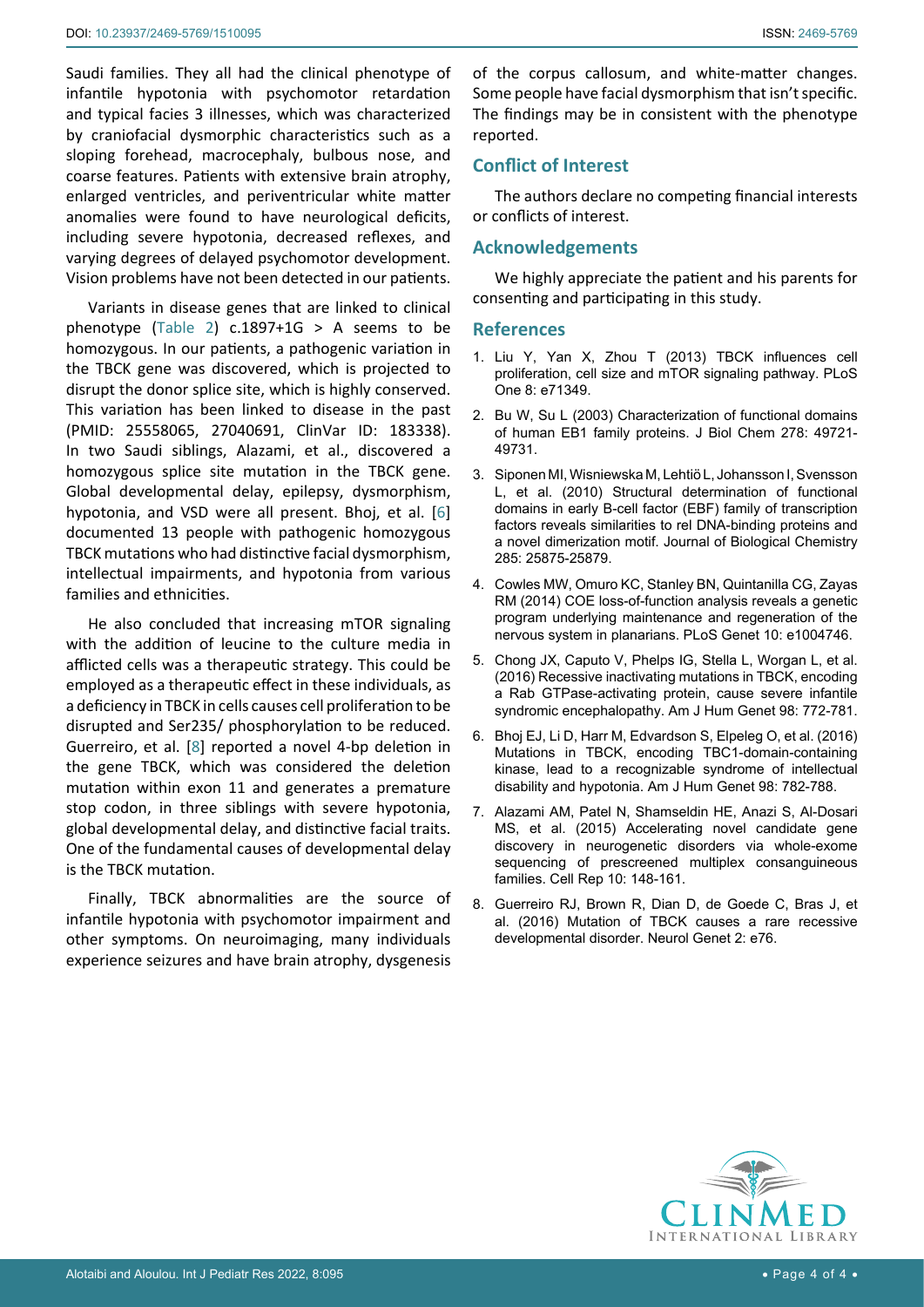Saudi families. They all had the clinical phenotype of infantile hypotonia with psychomotor retardation and typical facies 3 illnesses, which was characterized by craniofacial dysmorphic characteristics such as a sloping forehead, macrocephaly, bulbous nose, and coarse features. Patients with extensive brain atrophy, enlarged ventricles, and periventricular white matter anomalies were found to have neurological deficits, including severe hypotonia, decreased reflexes, and varying degrees of delayed psychomotor development. Vision problems have not been detected in our patients.

Variants in disease genes that are linked to clinical phenotype (Table 2) c.1897+1G > A seems to be homozygous. In our patients, a pathogenic variation in the TBCK gene was discovered, which is projected to disrupt the donor splice site, which is highly conserved. This variation has been linked to disease in the past (PMID: 25558065, 27040691, ClinVar ID: 183338). In two Saudi siblings, Alazami, et al., discovered a homozygous splice site mutation in the TBCK gene. Global developmental delay, epilepsy, dysmorphism, hypotonia, and VSD were all present. Bhoj, et al. [6] documented 13 people with pathogenic homozygous TBCK mutations who had distinctive facial dysmorphism, intellectual impairments, and hypotonia from various families and ethnicities.

He also concluded that increasing mTOR signaling with the addition of leucine to the culture media in afflicted cells was a therapeutic strategy. This could be employed as a therapeutic effect in these individuals, as a deficiency in TBCK in cells causes cell proliferation to be disrupted and Ser235/ phosphorylation to be reduced. Guerreiro, et al. [8] reported a novel 4-bp deletion in the gene TBCK, which was considered the deletion mutation within exon 11 and generates a premature stop codon, in three siblings with severe hypotonia, global developmental delay, and distinctive facial traits. One of the fundamental causes of developmental delay is the TBCK mutation.

Finally, TBCK abnormalities are the source of infantile hypotonia with psychomotor impairment and other symptoms. On neuroimaging, many individuals experience seizures and have brain atrophy, dysgenesis of the corpus callosum, and white-matter changes. Some people have facial dysmorphism that isn't specific. The findings may be in consistent with the phenotype reported.

## Conflict of Interest

The authors declare no competing financial interests or conflicts of interest.

## Acknowledgements

We highly appreciate the patient and his parents for consenting and participating in this study.

## References

1. Liu Y, Yan X, Zhou T (2013) TBCK influences cell proliferation, cell size and mTOR signaling pathway. PLoS One 8: e71349.
2. Bu W, Su L (2003) Characterization of functional domains of human EB1 family proteins. J Biol Chem 278: 49721-49731.
3. Siponen MI, Wisniewska M, Lehtiö L, Johansson I, Svensson L, et al. (2010) Structural determination of functional domains in early B-cell factor (EBF) family of transcription factors reveals similarities to rel DNA-binding proteins and a novel dimerization motif. Journal of Biological Chemistry 285: 25875-25879.
4. Cowles MW, Omuro KC, Stanley BN, Quintanilla CG, Zayas RM (2014) COE loss-of-function analysis reveals a genetic program underlying maintenance and regeneration of the nervous system in planarians. PLoS Genet 10: e1004746.
5. Chong JX, Caputo V, Phelps IG, Stella L, Worgan L, et al. (2016) Recessive inactivating mutations in TBCK, encoding a Rab GTPase-activating protein, cause severe infantile syndromic encephalopathy. Am J Hum Genet 98: 772-781.
6. Bhoj EJ, Li D, Harr M, Edvardson S, Elpeleg O, et al. (2016) Mutations in TBCK, encoding TBC1-domain-containing kinase, lead to a recognizable syndrome of intellectual disability and hypotonia. Am J Hum Genet 98: 782-788.
7. Alazami AM, Patel N, Shamseldin HE, Anazi S, Al-Dosari MS, et al. (2015) Accelerating novel candidate gene discovery in neurogenetic disorders via whole-exome sequencing of prescreened multiplex consanguineous families. Cell Rep 10: 148-161.
8. Guerreiro RJ, Brown R, Dian D, de Goede C, Bras J, et al. (2016) Mutation of TBCK causes a rare recessive developmental disorder. Neurol Genet 2: e76.